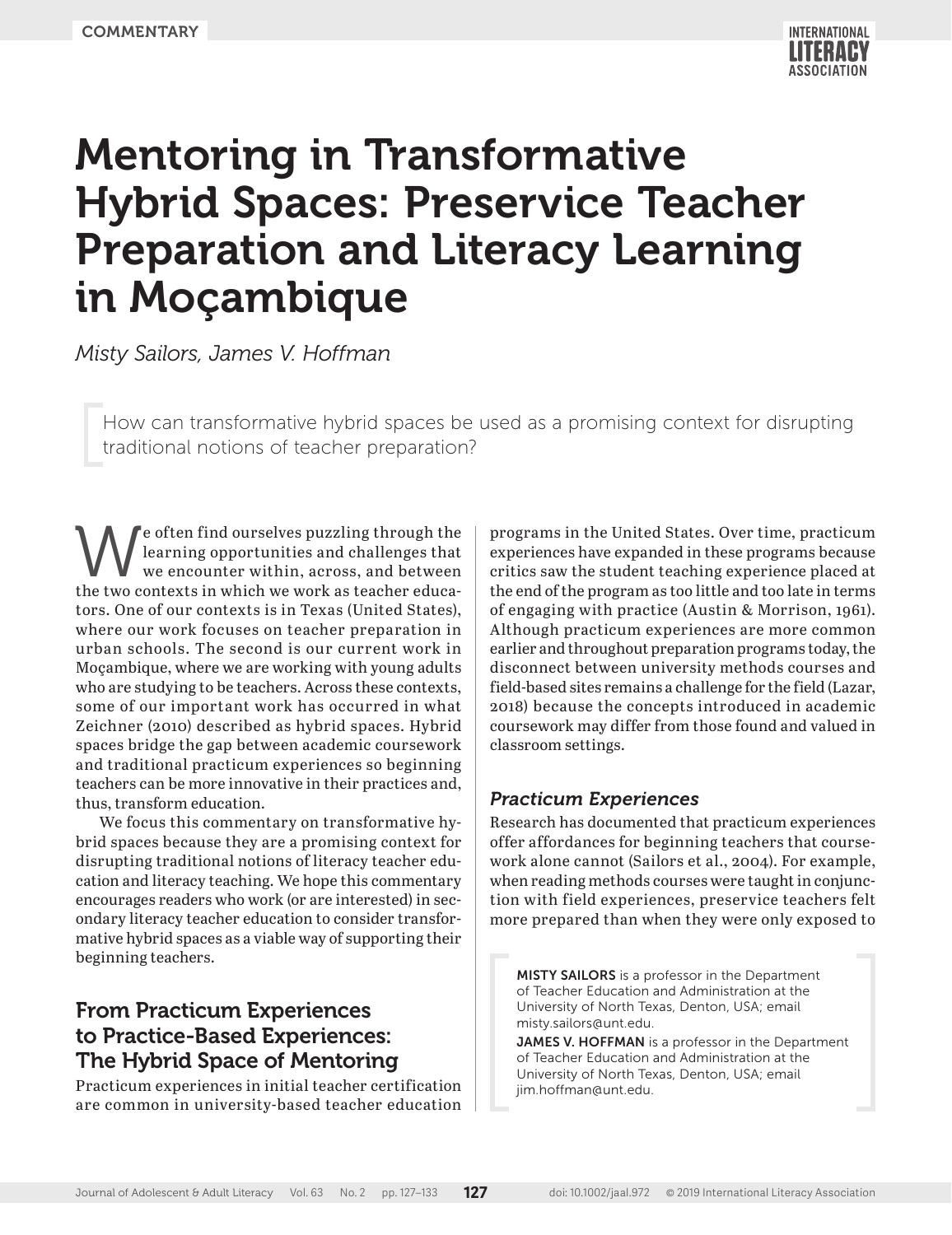COMMENTARY

# Mentoring in Transformative Hybrid Spaces: Preservice Teacher Preparation and Literacy Learning in Moçambique

*Misty Sailors, James V. Hoffman*

How can transformative hybrid spaces be used as a promising context for disrupting traditional notions of teacher preparation?

We often find ourselves puzzling through the learning opportunities and challenges that we encounter within, across, and between the two contexts in which we work as teacher educators. One of our contexts is in Texas (United States), where our work focuses on teacher preparation in urban schools. The second is our current work in Moçambique, where we are working with young adults who are studying to be teachers. Across these contexts, some of our important work has occurred in what Zeichner (2010) described as hybrid spaces. Hybrid spaces bridge the gap between academic coursework and traditional practicum experiences so beginning teachers can be more innovative in their practices and, thus, transform education.

We focus this commentary on transformative hybrid spaces because they are a promising context for disrupting traditional notions of literacy teacher education and literacy teaching. We hope this commentary encourages readers who work (or are interested) in secondary literacy teacher education to consider transformative hybrid spaces as a viable way of supporting their beginning teachers.

## From Practicum Experiences to Practice-Based Experiences: The Hybrid Space of Mentoring

Practicum experiences in initial teacher certification are common in university-based teacher education programs in the United States. Over time, practicum experiences have expanded in these programs because critics saw the student teaching experience placed at the end of the program as too little and too late in terms of engaging with practice (Austin & Morrison, 1961). Although practicum experiences are more common earlier and throughout preparation programs today, the disconnect between university methods courses and field-based sites remains a challenge for the field (Lazar, 2018) because the concepts introduced in academic coursework may differ from those found and valued in classroom settings.

### *Practicum Experiences*

Research has documented that practicum experiences offer affordances for beginning teachers that coursework alone cannot (Sailors et al., 2004). For example, when reading methods courses were taught in conjunction with field experiences, preservice teachers felt more prepared than when they were only exposed to

**MISTY SAILORS** is a professor in the Department of Teacher Education and Administration at the University of North Texas, Denton, USA; email misty.sailors@unt.edu.

**JAMES V. HOFFMAN** is a professor in the Department of Teacher Education and Administration at the University of North Texas, Denton, USA; email jim.hoffman@unt.edu.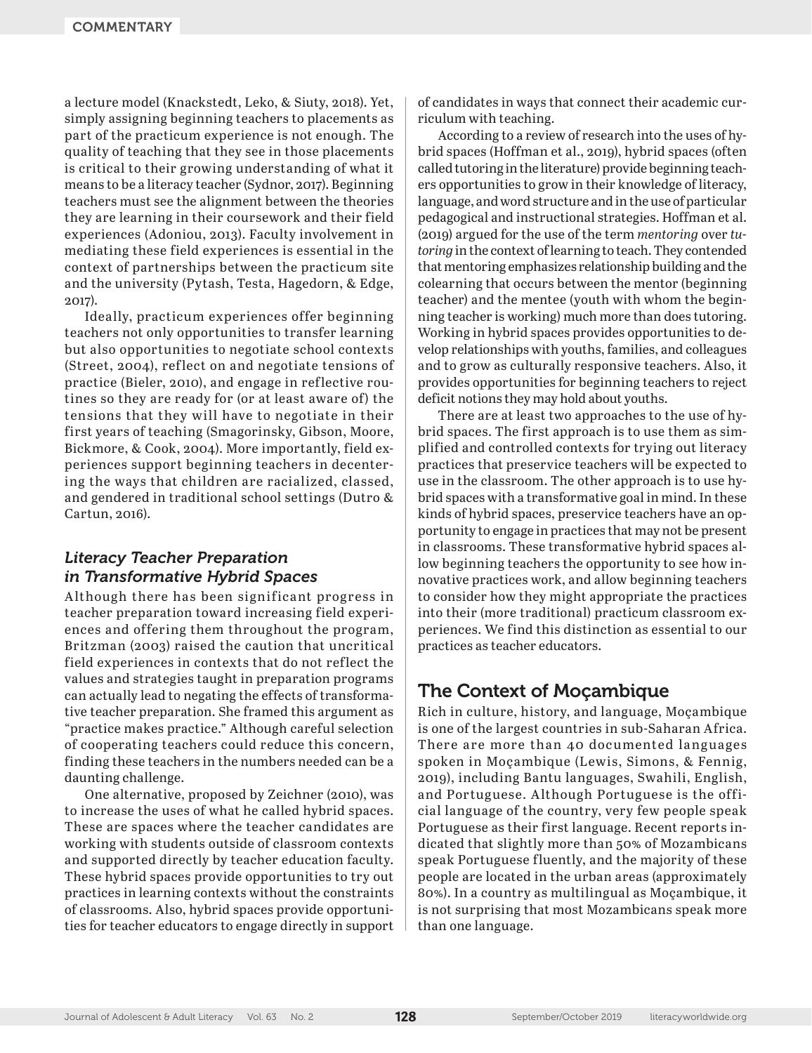a lecture model (Knackstedt, Leko, & Siuty, 2018). Yet, simply assigning beginning teachers to placements as part of the practicum experience is not enough. The quality of teaching that they see in those placements is critical to their growing understanding of what it means to be a literacy teacher (Sydnor, 2017). Beginning teachers must see the alignment between the theories they are learning in their coursework and their field experiences (Adoniou, 2013). Faculty involvement in mediating these field experiences is essential in the context of partnerships between the practicum site and the university (Pytash, Testa, Hagedorn, & Edge, 2017).

Ideally, practicum experiences offer beginning teachers not only opportunities to transfer learning but also opportunities to negotiate school contexts (Street, 2004), reflect on and negotiate tensions of practice (Bieler, 2010), and engage in reflective routines so they are ready for (or at least aware of) the tensions that they will have to negotiate in their first years of teaching (Smagorinsky, Gibson, Moore, Bickmore, & Cook, 2004). More importantly, field experiences support beginning teachers in decentering the ways that children are racialized, classed, and gendered in traditional school settings (Dutro & Cartun, 2016).

### *Literacy Teacher Preparation in Transformative Hybrid Spaces*

Although there has been significant progress in teacher preparation toward increasing field experiences and offering them throughout the program, Britzman (2003) raised the caution that uncritical field experiences in contexts that do not reflect the values and strategies taught in preparation programs can actually lead to negating the effects of transformative teacher preparation. She framed this argument as "practice makes practice." Although careful selection of cooperating teachers could reduce this concern, finding these teachers in the numbers needed can be a daunting challenge.

One alternative, proposed by Zeichner (2010), was to increase the uses of what he called hybrid spaces. These are spaces where the teacher candidates are working with students outside of classroom contexts and supported directly by teacher education faculty. These hybrid spaces provide opportunities to try out practices in learning contexts without the constraints of classrooms. Also, hybrid spaces provide opportunities for teacher educators to engage directly in support of candidates in ways that connect their academic curriculum with teaching.

According to a review of research into the uses of hybrid spaces (Hoffman et al., 2019), hybrid spaces (often called tutoring in the literature) provide beginning teachers opportunities to grow in their knowledge of literacy, language, and word structure and in the use of particular pedagogical and instructional strategies. Hoffman et al. (2019) argued for the use of the term *mentoring* over *tutoring* in the context of learning to teach. They contended that mentoring emphasizes relationship building and the colearning that occurs between the mentor (beginning teacher) and the mentee (youth with whom the beginning teacher is working) much more than does tutoring. Working in hybrid spaces provides opportunities to develop relationships with youths, families, and colleagues and to grow as culturally responsive teachers. Also, it provides opportunities for beginning teachers to reject deficit notions they may hold about youths.

There are at least two approaches to the use of hybrid spaces. The first approach is to use them as simplified and controlled contexts for trying out literacy practices that preservice teachers will be expected to use in the classroom. The other approach is to use hybrid spaces with a transformative goal in mind. In these kinds of hybrid spaces, preservice teachers have an opportunity to engage in practices that may not be present in classrooms. These transformative hybrid spaces allow beginning teachers the opportunity to see how innovative practices work, and allow beginning teachers to consider how they might appropriate the practices into their (more traditional) practicum classroom experiences. We find this distinction as essential to our practices as teacher educators.

## The Context of Moçambique

Rich in culture, history, and language, Moçambique is one of the largest countries in sub-Saharan Africa. There are more than 40 documented languages spoken in Moçambique (Lewis, Simons, & Fennig, 2019), including Bantu languages, Swahili, English, and Portuguese. Although Portuguese is the official language of the country, very few people speak Portuguese as their first language. Recent reports indicated that slightly more than 50% of Mozambicans speak Portuguese fluently, and the majority of these people are located in the urban areas (approximately 80%). In a country as multilingual as Moçambique, it is not surprising that most Mozambicans speak more than one language.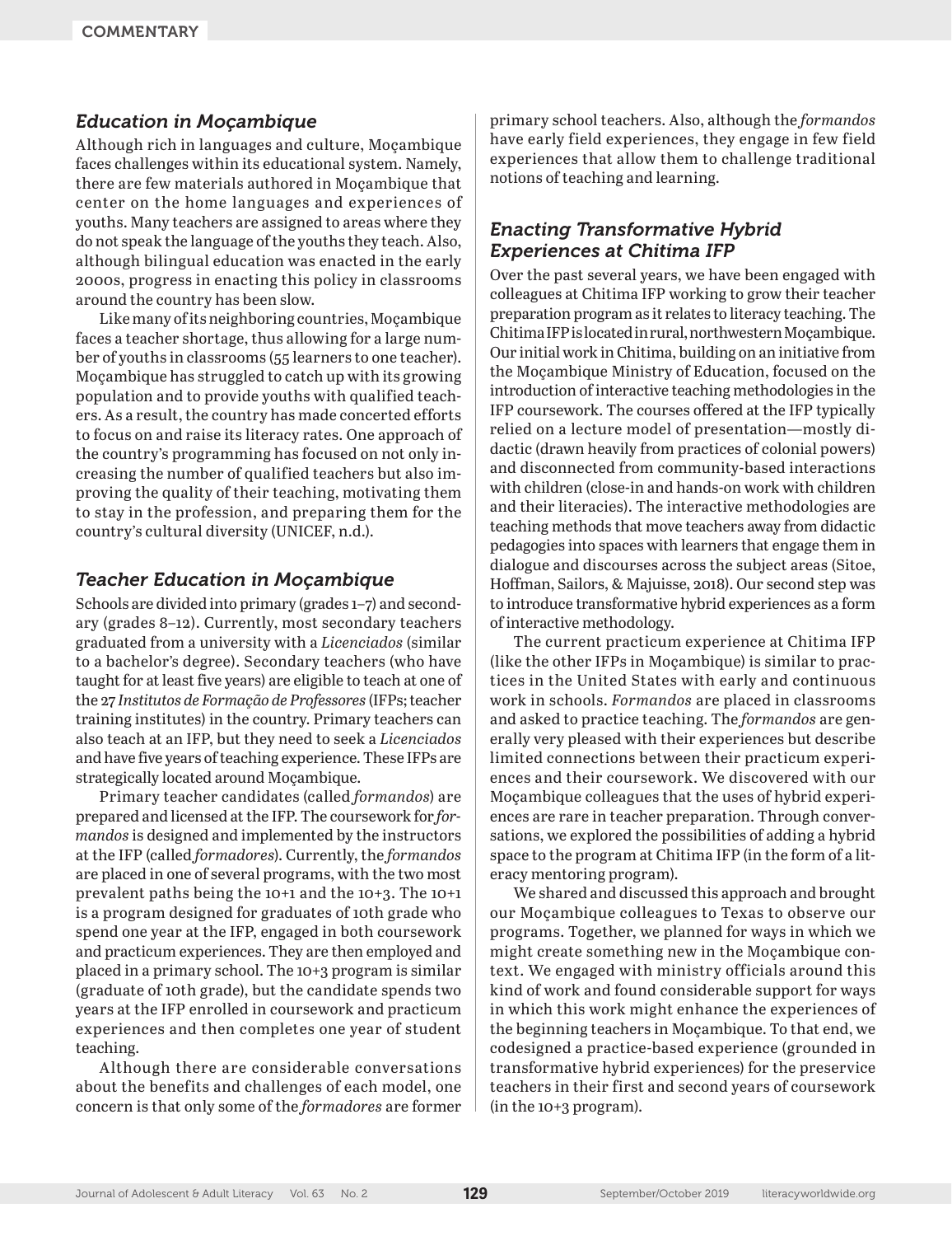## *Education in Moçambique*

Although rich in languages and culture, Moçambique faces challenges within its educational system. Namely, there are few materials authored in Moçambique that center on the home languages and experiences of youths. Many teachers are assigned to areas where they do not speak the language of the youths they teach. Also, although bilingual education was enacted in the early 2000s, progress in enacting this policy in classrooms around the country has been slow.

Like many of its neighboring countries, Moçambique faces a teacher shortage, thus allowing for a large number of youths in classrooms (55 learners to one teacher). Moçambique has struggled to catch up with its growing population and to provide youths with qualified teachers. As a result, the country has made concerted efforts to focus on and raise its literacy rates. One approach of the country's programming has focused on not only increasing the number of qualified teachers but also improving the quality of their teaching, motivating them to stay in the profession, and preparing them for the country's cultural diversity (UNICEF, n.d.).

## *Teacher Education in Moçambique*

Schools are divided into primary (grades 1–7) and secondary (grades 8–12). Currently, most secondary teachers graduated from a university with a *Licenciados* (similar to a bachelor's degree). Secondary teachers (who have taught for at least five years) are eligible to teach at one of the 27 *Institutos de Formação de Professores* (IFPs; teacher training institutes) in the country. Primary teachers can also teach at an IFP, but they need to seek a *Licenciados* and have five years of teaching experience. These IFPs are strategically located around Moçambique.

Primary teacher candidates (called *formandos*) are prepared and licensed at the IFP. The coursework for *formandos* is designed and implemented by the instructors at the IFP (called *formadores*). Currently, the *formandos* are placed in one of several programs, with the two most prevalent paths being the 10+1 and the 10+3. The 10+1 is a program designed for graduates of 10th grade who spend one year at the IFP, engaged in both coursework and practicum experiences. They are then employed and placed in a primary school. The 10+3 program is similar (graduate of 10th grade), but the candidate spends two years at the IFP enrolled in coursework and practicum experiences and then completes one year of student teaching.

Although there are considerable conversations about the benefits and challenges of each model, one concern is that only some of the *formadores* are former primary school teachers. Also, although the *formandos* have early field experiences, they engage in few field experiences that allow them to challenge traditional notions of teaching and learning.

## *Enacting Transformative Hybrid Experiences at Chitima IFP*

Over the past several years, we have been engaged with colleagues at Chitima IFP working to grow their teacher preparation program as it relates to literacy teaching. The Chitima IFP is located in rural, northwestern Moçambique. Our initial work in Chitima, building on an initiative from the Moçambique Ministry of Education, focused on the introduction of interactive teaching methodologies in the IFP coursework. The courses offered at the IFP typically relied on a lecture model of presentation—mostly didactic (drawn heavily from practices of colonial powers) and disconnected from community-based interactions with children (close-in and hands-on work with children and their literacies). The interactive methodologies are teaching methods that move teachers away from didactic pedagogies into spaces with learners that engage them in dialogue and discourses across the subject areas (Sitoe, Hoffman, Sailors, & Majuisse, 2018). Our second step was to introduce transformative hybrid experiences as a form of interactive methodology.

The current practicum experience at Chitima IFP (like the other IFPs in Moçambique) is similar to practices in the United States with early and continuous work in schools. *Formandos* are placed in classrooms and asked to practice teaching. The *formandos* are generally very pleased with their experiences but describe limited connections between their practicum experiences and their coursework. We discovered with our Moçambique colleagues that the uses of hybrid experiences are rare in teacher preparation. Through conversations, we explored the possibilities of adding a hybrid space to the program at Chitima IFP (in the form of a literacy mentoring program).

We shared and discussed this approach and brought our Moçambique colleagues to Texas to observe our programs. Together, we planned for ways in which we might create something new in the Moçambique context. We engaged with ministry officials around this kind of work and found considerable support for ways in which this work might enhance the experiences of the beginning teachers in Moçambique. To that end, we codesigned a practice-based experience (grounded in transformative hybrid experiences) for the preservice teachers in their first and second years of coursework (in the 10+3 program).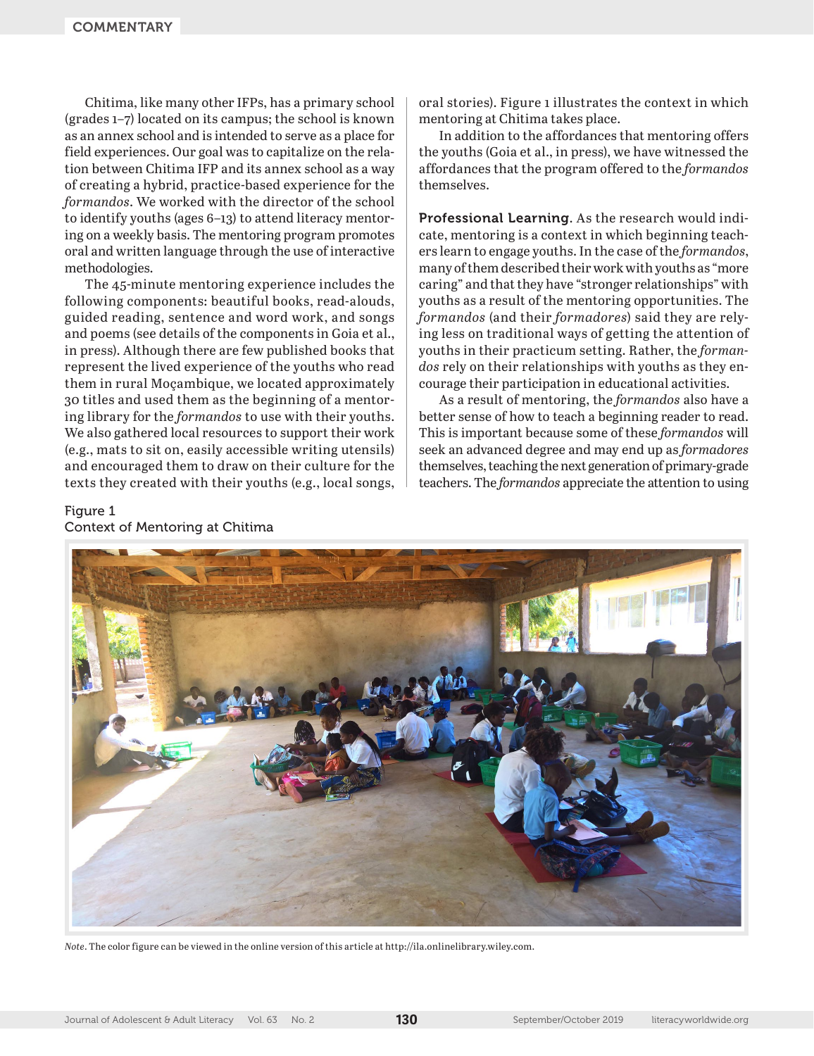Chitima, like many other IFPs, has a primary school (grades 1–7) located on its campus; the school is known as an annex school and is intended to serve as a place for field experiences. Our goal was to capitalize on the relation between Chitima IFP and its annex school as a way of creating a hybrid, practice-based experience for the *formandos*. We worked with the director of the school to identify youths (ages 6–13) to attend literacy mentoring on a weekly basis. The mentoring program promotes oral and written language through the use of interactive methodologies.

The 45-minute mentoring experience includes the following components: beautiful books, read-alouds, guided reading, sentence and word work, and songs and poems (see details of the components in Goia et al., in press). Although there are few published books that represent the lived experience of the youths who read them in rural Moçambique, we located approximately 30 titles and used them as the beginning of a mentoring library for the *formandos* to use with their youths. We also gathered local resources to support their work (e.g., mats to sit on, easily accessible writing utensils) and encouraged them to draw on their culture for the texts they created with their youths (e.g., local songs, oral stories). Figure 1 illustrates the context in which mentoring at Chitima takes place.

In addition to the affordances that mentoring offers the youths (Goia et al., in press), we have witnessed the affordances that the program offered to the *formandos* themselves.

**Professional Learning**. As the research would indicate, mentoring is a context in which beginning teachers learn to engage youths. In the case of the *formandos*, many of them described their work with youths as "more caring" and that they have "stronger relationships" with youths as a result of the mentoring opportunities. The *formandos* (and their *formadores*) said they are relying less on traditional ways of getting the attention of youths in their practicum setting. Rather, the *formandos* rely on their relationships with youths as they encourage their participation in educational activities.

As a result of mentoring, the *formandos* also have a better sense of how to teach a beginning reader to read. This is important because some of these *formandos* will seek an advanced degree and may end up as *formadores* themselves, teaching the next generation of primary-grade teachers. The *formandos* appreciate the attention to using

Figure 1
Context of Mentoring at Chitima

*Note*. The color figure can be viewed in the online version of this article at http://ila.onlinelibrary.wiley.com.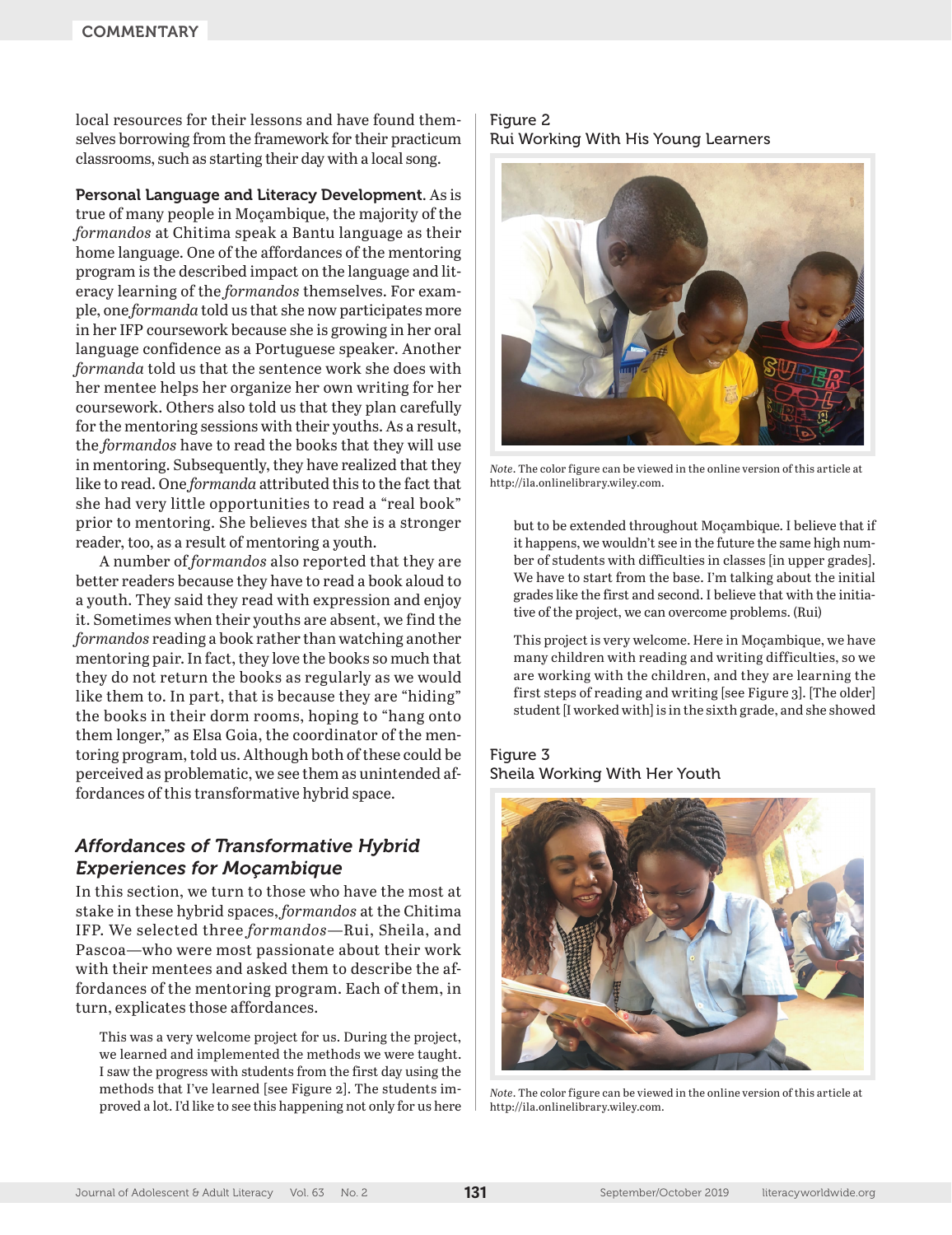local resources for their lessons and have found themselves borrowing from the framework for their practicum classrooms, such as starting their day with a local song.

**Personal Language and Literacy Development**. As is true of many people in Moçambique, the majority of the *formandos* at Chitima speak a Bantu language as their home language. One of the affordances of the mentoring program is the described impact on the language and literacy learning of the *formandos* themselves. For example, one *formanda* told us that she now participates more in her IFP coursework because she is growing in her oral language confidence as a Portuguese speaker. Another *formanda* told us that the sentence work she does with her mentee helps her organize her own writing for her coursework. Others also told us that they plan carefully for the mentoring sessions with their youths. As a result, the *formandos* have to read the books that they will use in mentoring. Subsequently, they have realized that they like to read. One *formanda* attributed this to the fact that she had very little opportunities to read a "real book" prior to mentoring. She believes that she is a stronger reader, too, as a result of mentoring a youth.

A number of *formandos* also reported that they are better readers because they have to read a book aloud to a youth. They said they read with expression and enjoy it. Sometimes when their youths are absent, we find the *formandos* reading a book rather than watching another mentoring pair. In fact, they love the books so much that they do not return the books as regularly as we would like them to. In part, that is because they are "hiding" the books in their dorm rooms, hoping to "hang onto them longer," as Elsa Goia, the coordinator of the mentoring program, told us. Although both of these could be perceived as problematic, we see them as unintended affordances of this transformative hybrid space.

## *Affordances of Transformative Hybrid Experiences for Moçambique*

In this section, we turn to those who have the most at stake in these hybrid spaces, *formandos* at the Chitima IFP. We selected three *formandos*—Rui, Sheila, and Pascoa—who were most passionate about their work with their mentees and asked them to describe the affordances of the mentoring program. Each of them, in turn, explicates those affordances.

> This was a very welcome project for us. During the project, we learned and implemented the methods we were taught. I saw the progress with students from the first day using the methods that I've learned [see Figure 2]. The students improved a lot. I'd like to see this happening not only for us here but to be extended throughout Moçambique. I believe that if it happens, we wouldn't see in the future the same high number of students with difficulties in classes [in upper grades]. We have to start from the base. I'm talking about the initial grades like the first and second. I believe that with the initiative of the project, we can overcome problems. (Rui)

Figure 2
Rui Working With His Young Learners

*Note*. The color figure can be viewed in the online version of this article at http://ila.onlinelibrary.wiley.com.

> This project is very welcome. Here in Moçambique, we have many children with reading and writing difficulties, so we are working with the children, and they are learning the first steps of reading and writing [see Figure 3]. [The older] student [I worked with] is in the sixth grade, and she showed

Figure 3
Sheila Working With Her Youth

*Note*. The color figure can be viewed in the online version of this article at http://ila.onlinelibrary.wiley.com.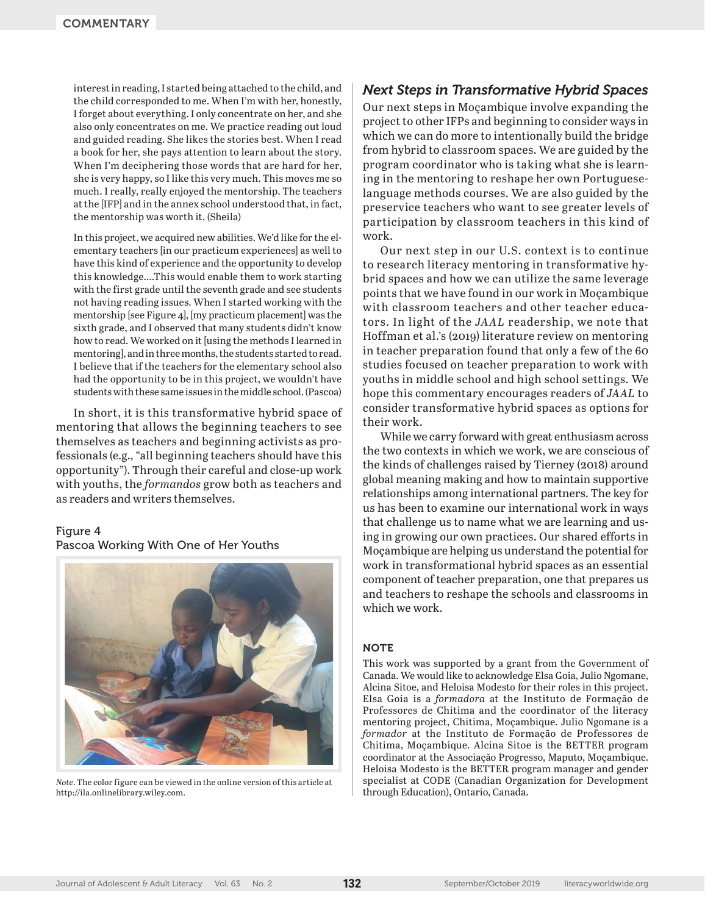interest in reading, I started being attached to the child, and the child corresponded to me. When I'm with her, honestly, I forget about everything. I only concentrate on her, and she also only concentrates on me. We practice reading out loud and guided reading. She likes the stories best. When I read a book for her, she pays attention to learn about the story. When I'm deciphering those words that are hard for her, she is very happy, so I like this very much. This moves me so much. I really, really enjoyed the mentorship. The teachers at the [IFP] and in the annex school understood that, in fact, the mentorship was worth it. (Sheila)

In this project, we acquired new abilities. We'd like for the elementary teachers [in our practicum experiences] as well to have this kind of experience and the opportunity to develop this knowledge....This would enable them to work starting with the first grade until the seventh grade and see students not having reading issues. When I started working with the mentorship [see Figure 4], [my practicum placement] was the sixth grade, and I observed that many students didn't know how to read. We worked on it [using the methods I learned in mentoring], and in three months, the students started to read. I believe that if the teachers for the elementary school also had the opportunity to be in this project, we wouldn't have students with these same issues in the middle school. (Pascoa)

In short, it is this transformative hybrid space of mentoring that allows the beginning teachers to see themselves as teachers and beginning activists as professionals (e.g., "all beginning teachers should have this opportunity"). Through their careful and close-up work with youths, the *formandos* grow both as teachers and as readers and writers themselves.

Figure 4
Pascoa Working With One of Her Youths

*Note*. The color figure can be viewed in the online version of this article at http://ila.onlinelibrary.wiley.com.

## *Next Steps in Transformative Hybrid Spaces*

Our next steps in Moçambique involve expanding the project to other IFPs and beginning to consider ways in which we can do more to intentionally build the bridge from hybrid to classroom spaces. We are guided by the program coordinator who is taking what she is learning in the mentoring to reshape her own Portuguese-language methods courses. We are also guided by the preservice teachers who want to see greater levels of participation by classroom teachers in this kind of work.

Our next step in our U.S. context is to continue to research literacy mentoring in transformative hybrid spaces and how we can utilize the same leverage points that we have found in our work in Moçambique with classroom teachers and other teacher educators. In light of the *JAAL* readership, we note that Hoffman et al.'s (2019) literature review on mentoring in teacher preparation found that only a few of the 60 studies focused on teacher preparation to work with youths in middle school and high school settings. We hope this commentary encourages readers of *JAAL* to consider transformative hybrid spaces as options for their work.

While we carry forward with great enthusiasm across the two contexts in which we work, we are conscious of the kinds of challenges raised by Tierney (2018) around global meaning making and how to maintain supportive relationships among international partners. The key for us has been to examine our international work in ways that challenge us to name what we are learning and using in growing our own practices. Our shared efforts in Moçambique are helping us understand the potential for work in transformational hybrid spaces as an essential component of teacher preparation, one that prepares us and teachers to reshape the schools and classrooms in which we work.

### NOTE

This work was supported by a grant from the Government of Canada. We would like to acknowledge Elsa Goia, Julio Ngomane, Alcina Sitoe, and Heloisa Modesto for their roles in this project. Elsa Goia is a *formadora* at the Instituto de Formação de Professores de Chitima and the coordinator of the literacy mentoring project, Chitima, Moçambique. Julio Ngomane is a *formador* at the Instituto de Formação de Professores de Chitima, Moçambique. Alcina Sitoe is the BETTER program coordinator at the Associação Progresso, Maputo, Moçambique. Heloisa Modesto is the BETTER program manager and gender specialist at CODE (Canadian Organization for Development through Education), Ontario, Canada.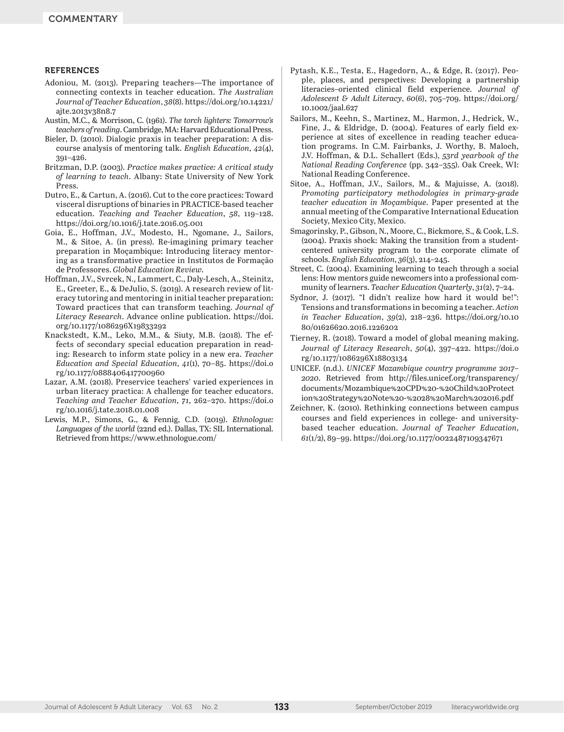## REFERENCES

Adoniou, M. (2013). Preparing teachers—The importance of connecting contexts in teacher education. *The Australian Journal of Teacher Education*, *38*(8). https://doi.org/10.14221/ajte.2013v38n8.7

Austin, M.C., & Morrison, C. (1961). *The torch lighters: Tomorrow's teachers of reading*. Cambridge, MA: Harvard Educational Press.

Bieler, D. (2010). Dialogic praxis in teacher preparation: A discourse analysis of mentoring talk. *English Education*, *42*(4), 391–426.

Britzman, D.P. (2003). *Practice makes practice: A critical study of learning to teach*. Albany: State University of New York Press.

Dutro, E., & Cartun, A. (2016). Cut to the core practices: Toward visceral disruptions of binaries in PRACTICE-based teacher education. *Teaching and Teacher Education*, *58*, 119–128. https://doi.org/10.1016/j.tate.2016.05.001

Goia, E., Hoffman, J.V., Modesto, H., Ngomane, J., Sailors, M., & Sitoe, A. (in press). Re-imagining primary teacher preparation in Moçambique: Introducing literacy mentoring as a transformative practice in Institutos de Formação de Professores. *Global Education Review*.

Hoffman, J.V., Svrcek, N., Lammert, C., Daly-Lesch, A., Steinitz, E., Greeter, E., & DeJulio, S. (2019). A research review of literacy tutoring and mentoring in initial teacher preparation: Toward practices that can transform teaching. *Journal of Literacy Research*. Advance online publication. https://doi.org/10.1177/1086296X19833292

Knackstedt, K.M., Leko, M.M., & Siuty, M.B. (2018). The effects of secondary special education preparation in reading: Research to inform state policy in a new era. *Teacher Education and Special Education*, *41*(1), 70–85. https://doi.org/10.1177/0888406417700960

Lazar, A.M. (2018). Preservice teachers' varied experiences in urban literacy practica: A challenge for teacher educators. *Teaching and Teacher Education*, *71*, 262–270. https://doi.org/10.1016/j.tate.2018.01.008

Lewis, M.P., Simons, G., & Fennig, C.D. (2019). *Ethnologue: Languages of the world* (22nd ed.). Dallas, TX: SIL International. Retrieved from https://www.ethnologue.com/

Pytash, K.E., Testa, E., Hagedorn, A., & Edge, R. (2017). People, places, and perspectives: Developing a partnership literacies–oriented clinical field experience. *Journal of Adolescent & Adult Literacy*, *60*(6), 705–709. https://doi.org/10.1002/jaal.627

Sailors, M., Keehn, S., Martinez, M., Harmon, J., Hedrick, W., Fine, J., & Eldridge, D. (2004). Features of early field experience at sites of excellence in reading teacher education programs. In C.M. Fairbanks, J. Worthy, B. Maloch, J.V. Hoffman, & D.L. Schallert (Eds.), *53rd yearbook of the National Reading Conference* (pp. 342–355). Oak Creek, WI: National Reading Conference.

Sitoe, A., Hoffman, J.V., Sailors, M., & Majuisse, A. (2018). *Promoting participatory methodologies in primary-grade teacher education in Moçambique*. Paper presented at the annual meeting of the Comparative International Education Society, Mexico City, Mexico.

Smagorinsky, P., Gibson, N., Moore, C., Bickmore, S., & Cook, L.S. (2004). Praxis shock: Making the transition from a student-centered university program to the corporate climate of schools. *English Education*, *36*(3), 214–245.

Street, C. (2004). Examining learning to teach through a social lens: How mentors guide newcomers into a professional community of learners. *Teacher Education Quarterly*, *31*(2), 7–24.

Sydnor, J. (2017). "I didn't realize how hard it would be!": Tensions and transformations in becoming a teacher. *Action in Teacher Education*, *39*(2), 218–236. https://doi.org/10.1080/01626620.2016.1226202

Tierney, R. (2018). Toward a model of global meaning making. *Journal of Literacy Research*, *50*(4), 397–422. https://doi.org/10.1177/1086296X18803134

UNICEF. (n.d.). *UNICEF Mozambique country programme 2017–2020*. Retrieved from http://files.unicef.org/transparency/documents/Mozambique%20CPD%20-%20Child%20Protection%20Strategy%20Note%20-%2028%20March%202016.pdf

Zeichner, K. (2010). Rethinking connections between campus courses and field experiences in college- and university-based teacher education. *Journal of Teacher Education*, *61*(1/2), 89–99. https://doi.org/10.1177/0022487109347671